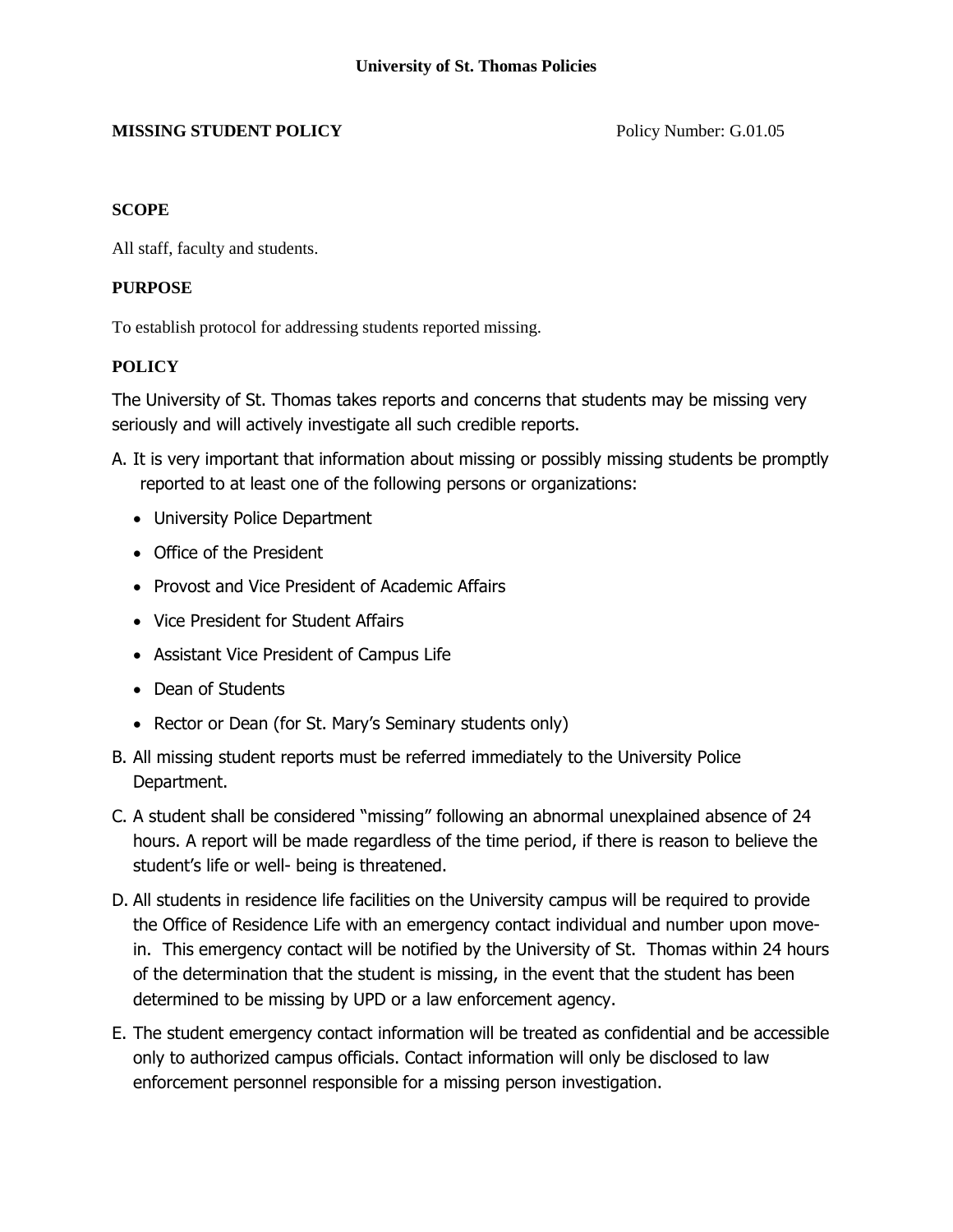# University of St. Thomas Policies

**MISSING STUDENT POLICY** Policy Number: G.01.05

## SCOPE

All staff, faculty and students.

## PURPOSE

To establish protocol for addressing students reported missing.

## POLICY

The University of St. Thomas takes reports and concerns that students may be missing very seriously and will actively investigate all such credible reports.

A. It is very important that information about missing or possibly missing students be promptly reported to at least one of the following persons or organizations:

- University Police Department
- Office of the President
- Provost and Vice President of Academic Affairs
- Vice President for Student Affairs
- Assistant Vice President of Campus Life
- Dean of Students
- Rector or Dean (for St. Mary's Seminary students only)

B. All missing student reports must be referred immediately to the University Police Department.

C. A student shall be considered "missing" following an abnormal unexplained absence of 24 hours. A report will be made regardless of the time period, if there is reason to believe the student's life or well- being is threatened.

D. All students in residence life facilities on the University campus will be required to provide the Office of Residence Life with an emergency contact individual and number upon move-in. This emergency contact will be notified by the University of St. Thomas within 24 hours of the determination that the student is missing, in the event that the student has been determined to be missing by UPD or a law enforcement agency.

E. The student emergency contact information will be treated as confidential and be accessible only to authorized campus officials. Contact information will only be disclosed to law enforcement personnel responsible for a missing person investigation.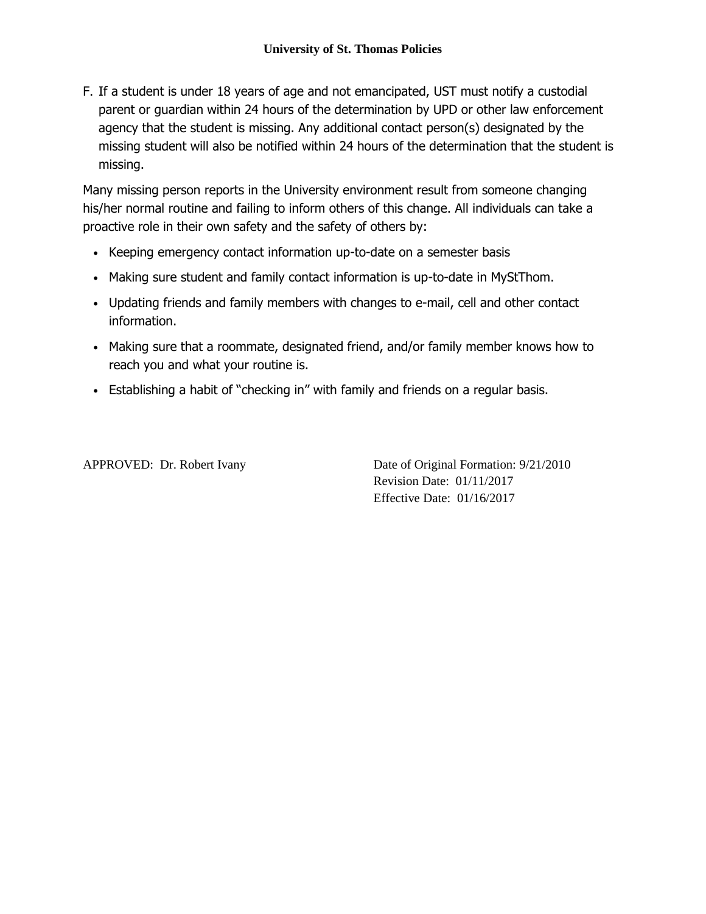F. If a student is under 18 years of age and not emancipated, UST must notify a custodial parent or guardian within 24 hours of the determination by UPD or other law enforcement agency that the student is missing. Any additional contact person(s) designated by the missing student will also be notified within 24 hours of the determination that the student is missing.

Many missing person reports in the University environment result from someone changing his/her normal routine and failing to inform others of this change. All individuals can take a proactive role in their own safety and the safety of others by:

- Keeping emergency contact information up-to-date on a semester basis
- Making sure student and family contact information is up-to-date in MyStThom.
- Updating friends and family members with changes to e-mail, cell and other contact information.
- Making sure that a roommate, designated friend, and/or family member knows how to reach you and what your routine is.
- Establishing a habit of "checking in" with family and friends on a regular basis.

APPROVED: Dr. Robert Ivany

Date of Original Formation: 9/21/2010
Revision Date: 01/11/2017
Effective Date: 01/16/2017